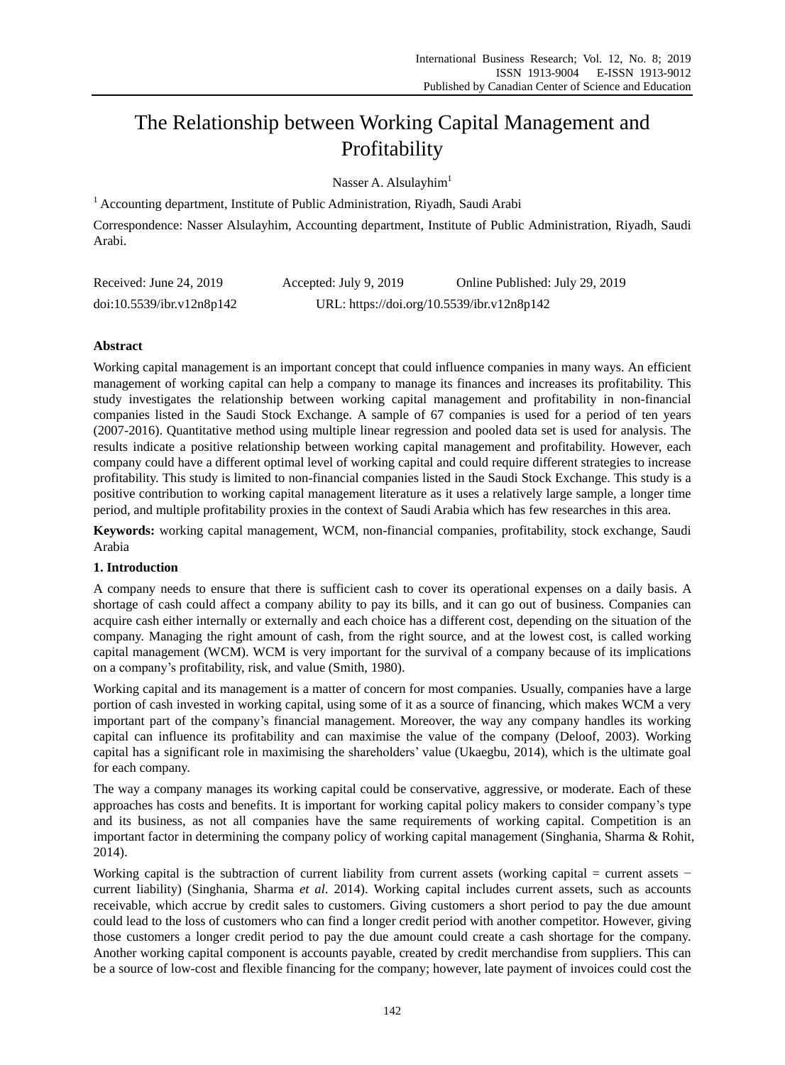# The Relationship between Working Capital Management and Profitability

Nasser A. Alsulayhim[1]

[1] Accounting department, Institute of Public Administration, Riyadh, Saudi Arabi

Correspondence: Nasser Alsulayhim, Accounting department, Institute of Public Administration, Riyadh, Saudi Arabi.

Received: June 24, 2019 Accepted: July 9, 2019 Online Published: July 29, 2019

doi:10.5539/ibr.v12n8p142 URL: https://doi.org/10.5539/ibr.v12n8p142

## Abstract

Working capital management is an important concept that could influence companies in many ways. An efficient management of working capital can help a company to manage its finances and increases its profitability. This study investigates the relationship between working capital management and profitability in non-financial companies listed in the Saudi Stock Exchange. A sample of 67 companies is used for a period of ten years (2007-2016). Quantitative method using multiple linear regression and pooled data set is used for analysis. The results indicate a positive relationship between working capital management and profitability. However, each company could have a different optimal level of working capital and could require different strategies to increase profitability. This study is limited to non-financial companies listed in the Saudi Stock Exchange. This study is a positive contribution to working capital management literature as it uses a relatively large sample, a longer time period, and multiple profitability proxies in the context of Saudi Arabia which has few researches in this area.

**Keywords:** working capital management, WCM, non-financial companies, profitability, stock exchange, Saudi Arabia

## 1. Introduction

A company needs to ensure that there is sufficient cash to cover its operational expenses on a daily basis. A shortage of cash could affect a company ability to pay its bills, and it can go out of business. Companies can acquire cash either internally or externally and each choice has a different cost, depending on the situation of the company. Managing the right amount of cash, from the right source, and at the lowest cost, is called working capital management (WCM). WCM is very important for the survival of a company because of its implications on a company's profitability, risk, and value (Smith, 1980).

Working capital and its management is a matter of concern for most companies. Usually, companies have a large portion of cash invested in working capital, using some of it as a source of financing, which makes WCM a very important part of the company's financial management. Moreover, the way any company handles its working capital can influence its profitability and can maximise the value of the company (Deloof, 2003). Working capital has a significant role in maximising the shareholders' value (Ukaegbu, 2014), which is the ultimate goal for each company.

The way a company manages its working capital could be conservative, aggressive, or moderate. Each of these approaches has costs and benefits. It is important for working capital policy makers to consider company's type and its business, as not all companies have the same requirements of working capital. Competition is an important factor in determining the company policy of working capital management (Singhania, Sharma & Rohit, 2014).

Working capital is the subtraction of current liability from current assets (working capital = current assets − current liability) (Singhania, Sharma *et al*. 2014). Working capital includes current assets, such as accounts receivable, which accrue by credit sales to customers. Giving customers a short period to pay the due amount could lead to the loss of customers who can find a longer credit period with another competitor. However, giving those customers a longer credit period to pay the due amount could create a cash shortage for the company. Another working capital component is accounts payable, created by credit merchandise from suppliers. This can be a source of low-cost and flexible financing for the company; however, late payment of invoices could cost the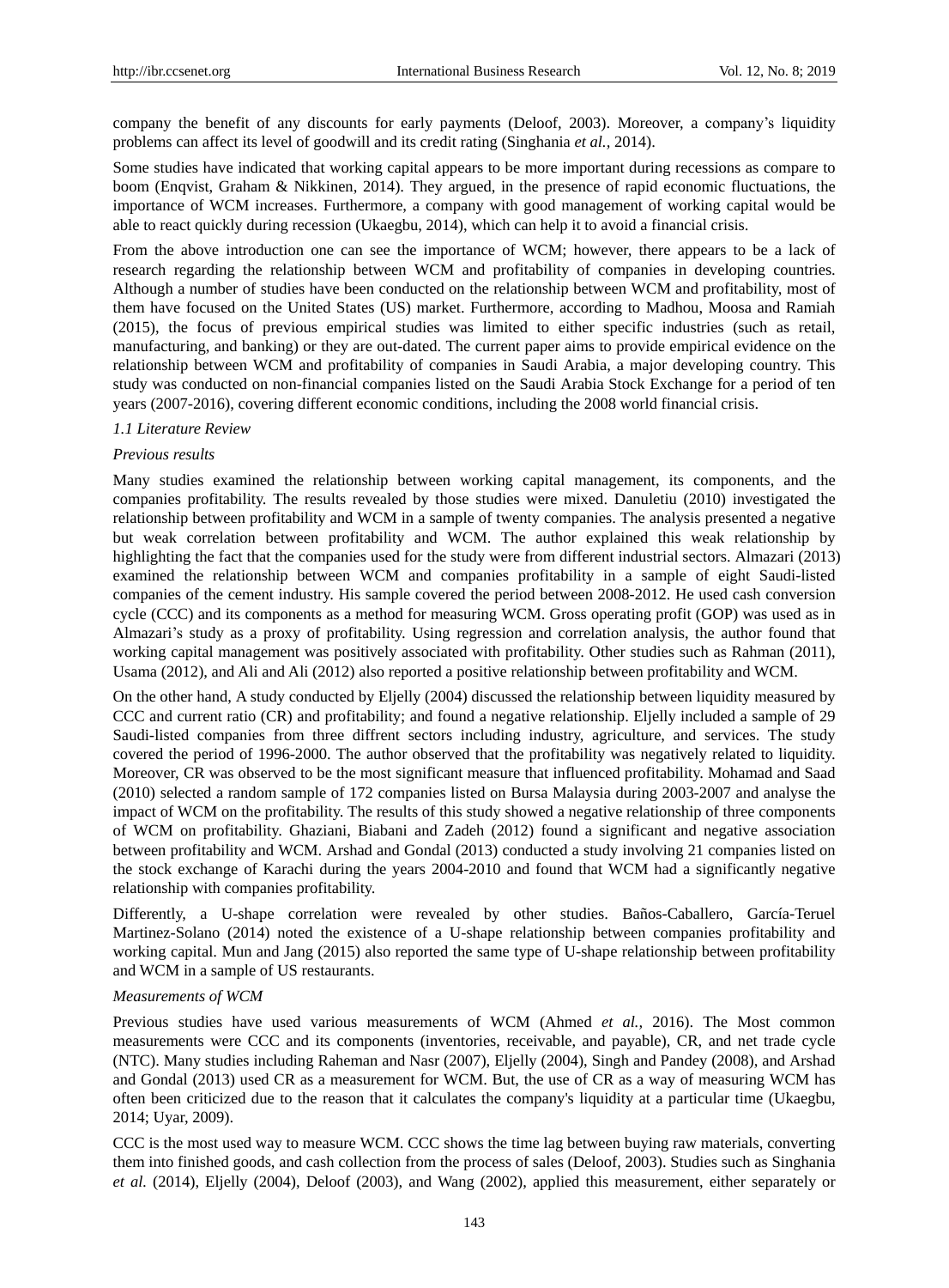company the benefit of any discounts for early payments (Deloof, 2003). Moreover, a company's liquidity problems can affect its level of goodwill and its credit rating (Singhania *et al.,* 2014).

Some studies have indicated that working capital appears to be more important during recessions as compare to boom (Enqvist, Graham & Nikkinen, 2014). They argued, in the presence of rapid economic fluctuations, the importance of WCM increases. Furthermore, a company with good management of working capital would be able to react quickly during recession (Ukaegbu, 2014), which can help it to avoid a financial crisis.

From the above introduction one can see the importance of WCM; however, there appears to be a lack of research regarding the relationship between WCM and profitability of companies in developing countries. Although a number of studies have been conducted on the relationship between WCM and profitability, most of them have focused on the United States (US) market. Furthermore, according to Madhou, Moosa and Ramiah (2015), the focus of previous empirical studies was limited to either specific industries (such as retail, manufacturing, and banking) or they are out-dated. The current paper aims to provide empirical evidence on the relationship between WCM and profitability of companies in Saudi Arabia, a major developing country. This study was conducted on non-financial companies listed on the Saudi Arabia Stock Exchange for a period of ten years (2007-2016), covering different economic conditions, including the 2008 world financial crisis.

### *1.1 Literature Review*

#### *Previous results*

Many studies examined the relationship between working capital management, its components, and the companies profitability. The results revealed by those studies were mixed. Danuletiu (2010) investigated the relationship between profitability and WCM in a sample of twenty companies. The analysis presented a negative but weak correlation between profitability and WCM. The author explained this weak relationship by highlighting the fact that the companies used for the study were from different industrial sectors. Almazari (2013) examined the relationship between WCM and companies profitability in a sample of eight Saudi-listed companies of the cement industry. His sample covered the period between 2008-2012. He used cash conversion cycle (CCC) and its components as a method for measuring WCM. Gross operating profit (GOP) was used as in Almazari's study as a proxy of profitability. Using regression and correlation analysis, the author found that working capital management was positively associated with profitability. Other studies such as Rahman (2011), Usama (2012), and Ali and Ali (2012) also reported a positive relationship between profitability and WCM.

On the other hand, A study conducted by Eljelly (2004) discussed the relationship between liquidity measured by CCC and current ratio (CR) and profitability; and found a negative relationship. Eljelly included a sample of 29 Saudi-listed companies from three diffrent sectors including industry, agriculture, and services. The study covered the period of 1996-2000. The author observed that the profitability was negatively related to liquidity. Moreover, CR was observed to be the most significant measure that influenced profitability. Mohamad and Saad (2010) selected a random sample of 172 companies listed on Bursa Malaysia during 2003-2007 and analyse the impact of WCM on the profitability. The results of this study showed a negative relationship of three components of WCM on profitability. Ghaziani, Biabani and Zadeh (2012) found a significant and negative association between profitability and WCM. Arshad and Gondal (2013) conducted a study involving 21 companies listed on the stock exchange of Karachi during the years 2004-2010 and found that WCM had a significantly negative relationship with companies profitability.

Differently, a U-shape correlation were revealed by other studies. Baños-Caballero, García-Teruel Martinez-Solano (2014) noted the existence of a U-shape relationship between companies profitability and working capital. Mun and Jang (2015) also reported the same type of U-shape relationship between profitability and WCM in a sample of US restaurants.

#### *Measurements of WCM*

Previous studies have used various measurements of WCM (Ahmed *et al.,* 2016). The Most common measurements were CCC and its components (inventories, receivable, and payable), CR, and net trade cycle (NTC). Many studies including Raheman and Nasr (2007), Eljelly (2004), Singh and Pandey (2008), and Arshad and Gondal (2013) used CR as a measurement for WCM. But, the use of CR as a way of measuring WCM has often been criticized due to the reason that it calculates the company's liquidity at a particular time (Ukaegbu, 2014; Uyar, 2009).

CCC is the most used way to measure WCM. CCC shows the time lag between buying raw materials, converting them into finished goods, and cash collection from the process of sales (Deloof, 2003). Studies such as Singhania *et al.* (2014), Eljelly (2004), Deloof (2003), and Wang (2002), applied this measurement, either separately or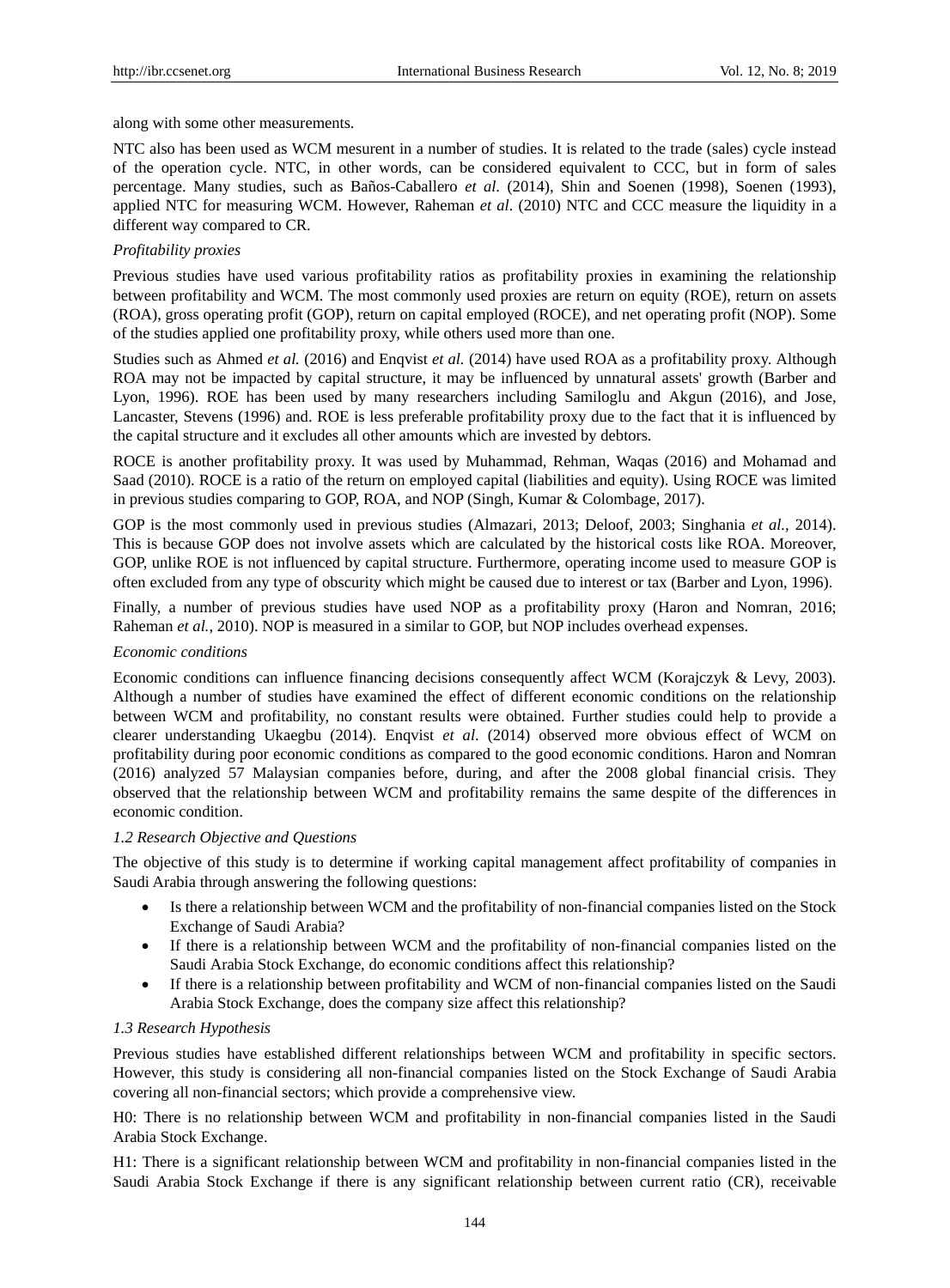along with some other measurements.

NTC also has been used as WCM mesurent in a number of studies. It is related to the trade (sales) cycle instead of the operation cycle. NTC, in other words, can be considered equivalent to CCC, but in form of sales percentage. Many studies, such as Baños-Caballero *et al.* (2014), Shin and Soenen (1998), Soenen (1993), applied NTC for measuring WCM. However, Raheman *et al*. (2010) NTC and CCC measure the liquidity in a different way compared to CR.

*Profitability proxies*

Previous studies have used various profitability ratios as profitability proxies in examining the relationship between profitability and WCM. The most commonly used proxies are return on equity (ROE), return on assets (ROA), gross operating profit (GOP), return on capital employed (ROCE), and net operating profit (NOP). Some of the studies applied one profitability proxy, while others used more than one.

Studies such as Ahmed *et al.* (2016) and Enqvist *et al.* (2014) have used ROA as a profitability proxy. Although ROA may not be impacted by capital structure, it may be influenced by unnatural assets' growth (Barber and Lyon, 1996). ROE has been used by many researchers including Samiloglu and Akgun (2016), and Jose, Lancaster, Stevens (1996) and. ROE is less preferable profitability proxy due to the fact that it is influenced by the capital structure and it excludes all other amounts which are invested by debtors.

ROCE is another profitability proxy. It was used by Muhammad, Rehman, Waqas (2016) and Mohamad and Saad (2010). ROCE is a ratio of the return on employed capital (liabilities and equity). Using ROCE was limited in previous studies comparing to GOP, ROA, and NOP (Singh, Kumar & Colombage, 2017).

GOP is the most commonly used in previous studies (Almazari, 2013; Deloof, 2003; Singhania *et al.,* 2014). This is because GOP does not involve assets which are calculated by the historical costs like ROA. Moreover, GOP, unlike ROE is not influenced by capital structure. Furthermore, operating income used to measure GOP is often excluded from any type of obscurity which might be caused due to interest or tax (Barber and Lyon, 1996).

Finally, a number of previous studies have used NOP as a profitability proxy (Haron and Nomran, 2016; Raheman *et al.,* 2010). NOP is measured in a similar to GOP, but NOP includes overhead expenses.

*Economic conditions*

Economic conditions can influence financing decisions consequently affect WCM (Korajczyk & Levy, 2003). Although a number of studies have examined the effect of different economic conditions on the relationship between WCM and profitability, no constant results were obtained. Further studies could help to provide a clearer understanding Ukaegbu (2014). Enqvist *et al.* (2014) observed more obvious effect of WCM on profitability during poor economic conditions as compared to the good economic conditions. Haron and Nomran (2016) analyzed 57 Malaysian companies before, during, and after the 2008 global financial crisis. They observed that the relationship between WCM and profitability remains the same despite of the differences in economic condition.

### *1.2 Research Objective and Questions*

The objective of this study is to determine if working capital management affect profitability of companies in Saudi Arabia through answering the following questions:

- Is there a relationship between WCM and the profitability of non-financial companies listed on the Stock Exchange of Saudi Arabia?
- If there is a relationship between WCM and the profitability of non-financial companies listed on the Saudi Arabia Stock Exchange, do economic conditions affect this relationship?
- If there is a relationship between profitability and WCM of non-financial companies listed on the Saudi Arabia Stock Exchange, does the company size affect this relationship?

### *1.3 Research Hypothesis*

Previous studies have established different relationships between WCM and profitability in specific sectors. However, this study is considering all non-financial companies listed on the Stock Exchange of Saudi Arabia covering all non-financial sectors; which provide a comprehensive view.

H0: There is no relationship between WCM and profitability in non-financial companies listed in the Saudi Arabia Stock Exchange.

H1: There is a significant relationship between WCM and profitability in non-financial companies listed in the Saudi Arabia Stock Exchange if there is any significant relationship between current ratio (CR), receivable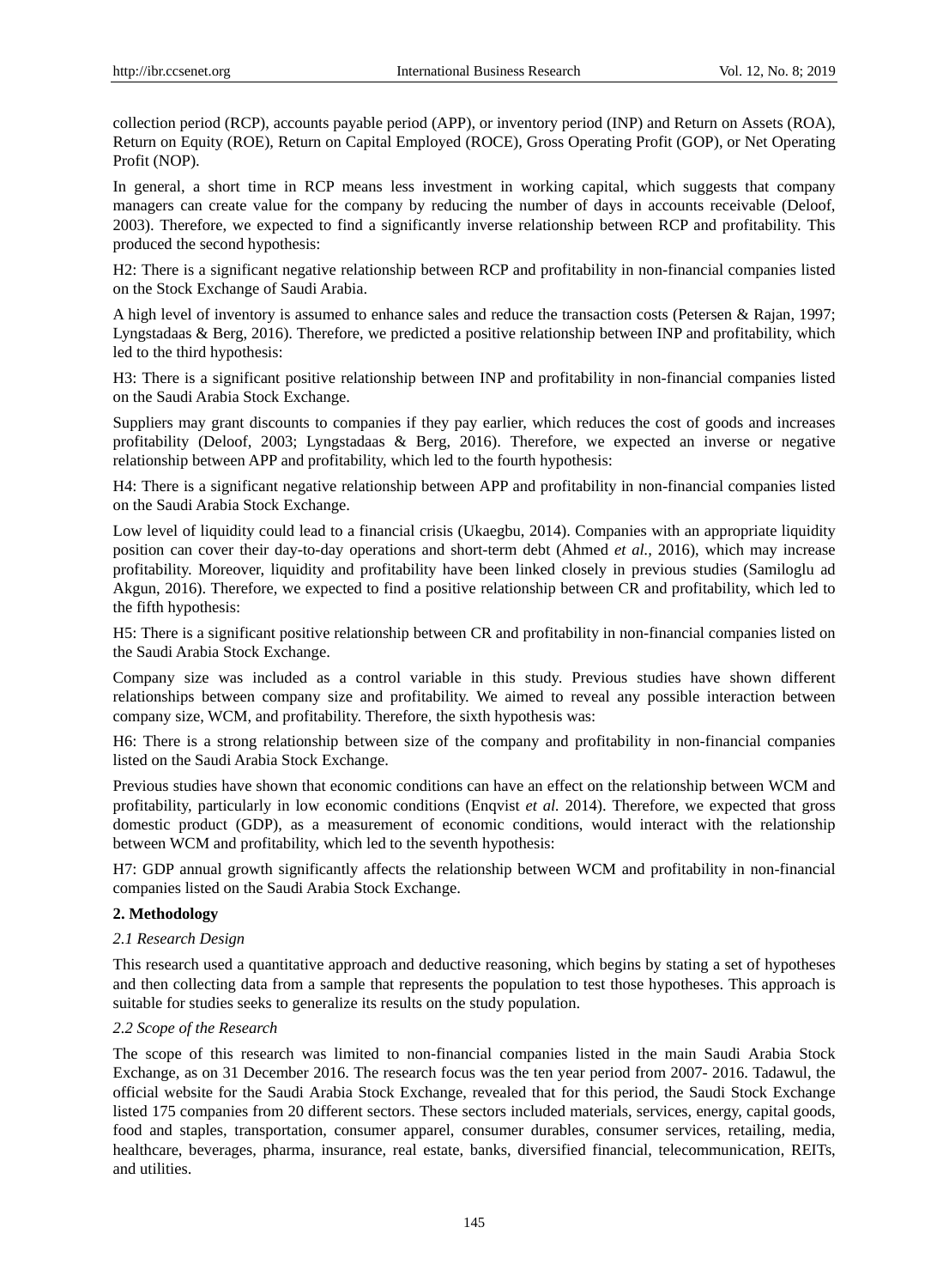collection period (RCP), accounts payable period (APP), or inventory period (INP) and Return on Assets (ROA), Return on Equity (ROE), Return on Capital Employed (ROCE), Gross Operating Profit (GOP), or Net Operating Profit (NOP).

In general, a short time in RCP means less investment in working capital, which suggests that company managers can create value for the company by reducing the number of days in accounts receivable (Deloof, 2003). Therefore, we expected to find a significantly inverse relationship between RCP and profitability. This produced the second hypothesis:

H2: There is a significant negative relationship between RCP and profitability in non-financial companies listed on the Stock Exchange of Saudi Arabia.

A high level of inventory is assumed to enhance sales and reduce the transaction costs (Petersen & Rajan, 1997; Lyngstadaas & Berg, 2016). Therefore, we predicted a positive relationship between INP and profitability, which led to the third hypothesis:

H3: There is a significant positive relationship between INP and profitability in non-financial companies listed on the Saudi Arabia Stock Exchange.

Suppliers may grant discounts to companies if they pay earlier, which reduces the cost of goods and increases profitability (Deloof, 2003; Lyngstadaas & Berg, 2016). Therefore, we expected an inverse or negative relationship between APP and profitability, which led to the fourth hypothesis:

H4: There is a significant negative relationship between APP and profitability in non-financial companies listed on the Saudi Arabia Stock Exchange.

Low level of liquidity could lead to a financial crisis (Ukaegbu, 2014). Companies with an appropriate liquidity position can cover their day-to-day operations and short-term debt (Ahmed *et al.,* 2016), which may increase profitability. Moreover, liquidity and profitability have been linked closely in previous studies (Samiloglu ad Akgun, 2016). Therefore, we expected to find a positive relationship between CR and profitability, which led to the fifth hypothesis:

H5: There is a significant positive relationship between CR and profitability in non-financial companies listed on the Saudi Arabia Stock Exchange.

Company size was included as a control variable in this study. Previous studies have shown different relationships between company size and profitability. We aimed to reveal any possible interaction between company size, WCM, and profitability. Therefore, the sixth hypothesis was:

H6: There is a strong relationship between size of the company and profitability in non-financial companies listed on the Saudi Arabia Stock Exchange.

Previous studies have shown that economic conditions can have an effect on the relationship between WCM and profitability, particularly in low economic conditions (Enqvist *et al.* 2014). Therefore, we expected that gross domestic product (GDP), as a measurement of economic conditions, would interact with the relationship between WCM and profitability, which led to the seventh hypothesis:

H7: GDP annual growth significantly affects the relationship between WCM and profitability in non-financial companies listed on the Saudi Arabia Stock Exchange.

## 2. Methodology

### *2.1 Research Design*

This research used a quantitative approach and deductive reasoning, which begins by stating a set of hypotheses and then collecting data from a sample that represents the population to test those hypotheses. This approach is suitable for studies seeks to generalize its results on the study population.

### *2.2 Scope of the Research*

The scope of this research was limited to non-financial companies listed in the main Saudi Arabia Stock Exchange, as on 31 December 2016. The research focus was the ten year period from 2007- 2016. Tadawul, the official website for the Saudi Arabia Stock Exchange, revealed that for this period, the Saudi Stock Exchange listed 175 companies from 20 different sectors. These sectors included materials, services, energy, capital goods, food and staples, transportation, consumer apparel, consumer durables, consumer services, retailing, media, healthcare, beverages, pharma, insurance, real estate, banks, diversified financial, telecommunication, REITs, and utilities.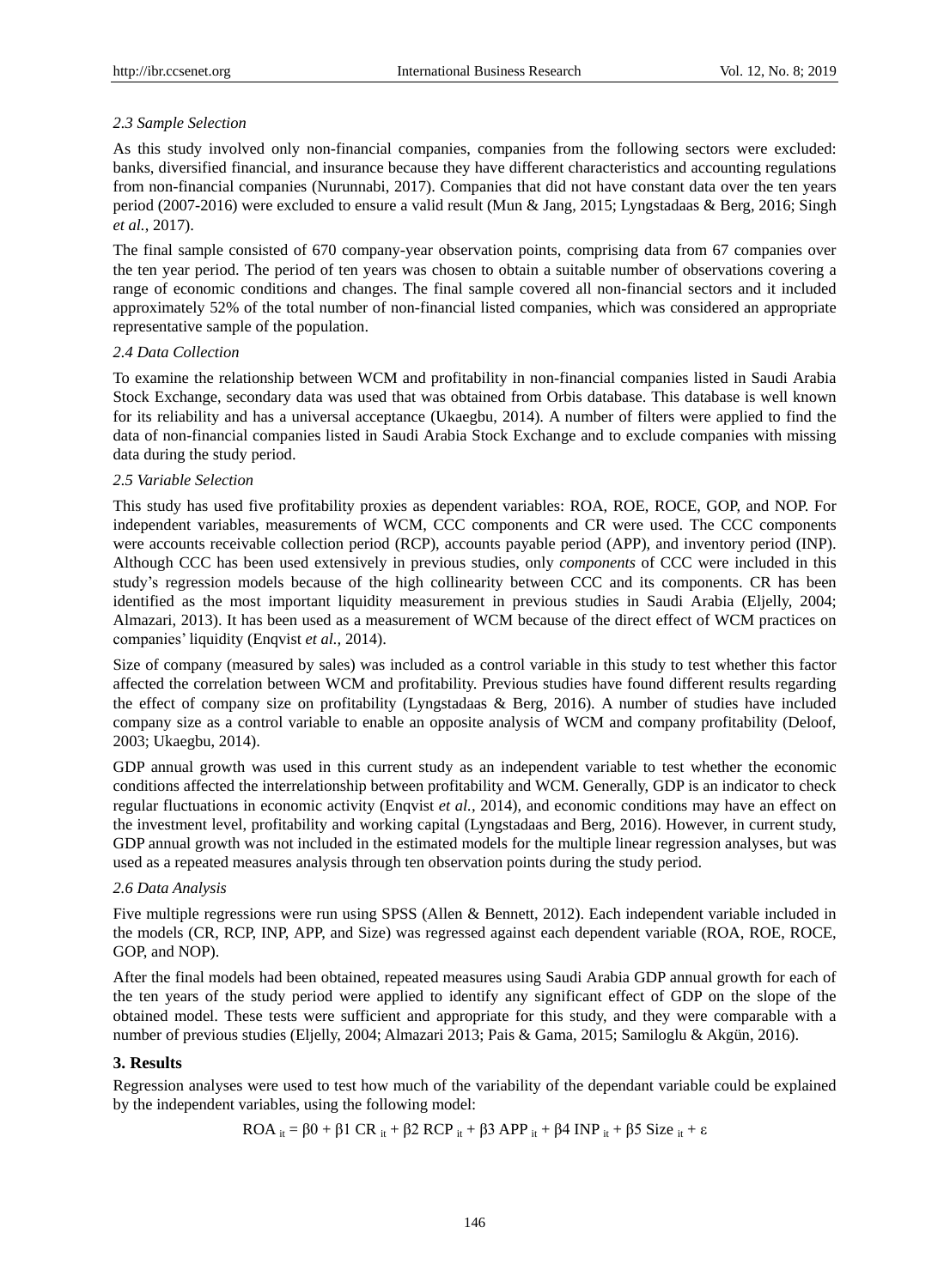### *2.3 Sample Selection*

As this study involved only non-financial companies, companies from the following sectors were excluded: banks, diversified financial, and insurance because they have different characteristics and accounting regulations from non-financial companies (Nurunnabi, 2017). Companies that did not have constant data over the ten years period (2007-2016) were excluded to ensure a valid result (Mun & Jang, 2015; Lyngstadaas & Berg, 2016; Singh *et al.*, 2017).

The final sample consisted of 670 company-year observation points, comprising data from 67 companies over the ten year period. The period of ten years was chosen to obtain a suitable number of observations covering a range of economic conditions and changes. The final sample covered all non-financial sectors and it included approximately 52% of the total number of non-financial listed companies, which was considered an appropriate representative sample of the population.

### *2.4 Data Collection*

To examine the relationship between WCM and profitability in non-financial companies listed in Saudi Arabia Stock Exchange, secondary data was used that was obtained from Orbis database. This database is well known for its reliability and has a universal acceptance (Ukaegbu, 2014). A number of filters were applied to find the data of non-financial companies listed in Saudi Arabia Stock Exchange and to exclude companies with missing data during the study period.

### *2.5 Variable Selection*

This study has used five profitability proxies as dependent variables: ROA, ROE, ROCE, GOP, and NOP. For independent variables, measurements of WCM, CCC components and CR were used. The CCC components were accounts receivable collection period (RCP), accounts payable period (APP), and inventory period (INP). Although CCC has been used extensively in previous studies, only *components* of CCC were included in this study's regression models because of the high collinearity between CCC and its components. CR has been identified as the most important liquidity measurement in previous studies in Saudi Arabia (Eljelly, 2004; Almazari, 2013). It has been used as a measurement of WCM because of the direct effect of WCM practices on companies' liquidity (Enqvist *et al.*, 2014).

Size of company (measured by sales) was included as a control variable in this study to test whether this factor affected the correlation between WCM and profitability. Previous studies have found different results regarding the effect of company size on profitability (Lyngstadaas & Berg, 2016). A number of studies have included company size as a control variable to enable an opposite analysis of WCM and company profitability (Deloof, 2003; Ukaegbu, 2014).

GDP annual growth was used in this current study as an independent variable to test whether the economic conditions affected the interrelationship between profitability and WCM. Generally, GDP is an indicator to check regular fluctuations in economic activity (Enqvist *et al.*, 2014), and economic conditions may have an effect on the investment level, profitability and working capital (Lyngstadaas and Berg, 2016). However, in current study, GDP annual growth was not included in the estimated models for the multiple linear regression analyses, but was used as a repeated measures analysis through ten observation points during the study period.

### *2.6 Data Analysis*

Five multiple regressions were run using SPSS (Allen & Bennett, 2012). Each independent variable included in the models (CR, RCP, INP, APP, and Size) was regressed against each dependent variable (ROA, ROE, ROCE, GOP, and NOP).

After the final models had been obtained, repeated measures using Saudi Arabia GDP annual growth for each of the ten years of the study period were applied to identify any significant effect of GDP on the slope of the obtained model. These tests were sufficient and appropriate for this study, and they were comparable with a number of previous studies (Eljelly, 2004; Almazari 2013; Pais & Gama, 2015; Samiloglu & Akgün, 2016).

## 3. Results

Regression analyses were used to test how much of the variability of the dependant variable could be explained by the independent variables, using the following model:

$$ROA_{it} = \beta 0 + \beta 1\ CR_{it} + \beta 2\ RCP_{it} + \beta 3\ APP_{it} + \beta 4\ INP_{it} + \beta 5\ Size_{it} + \varepsilon$$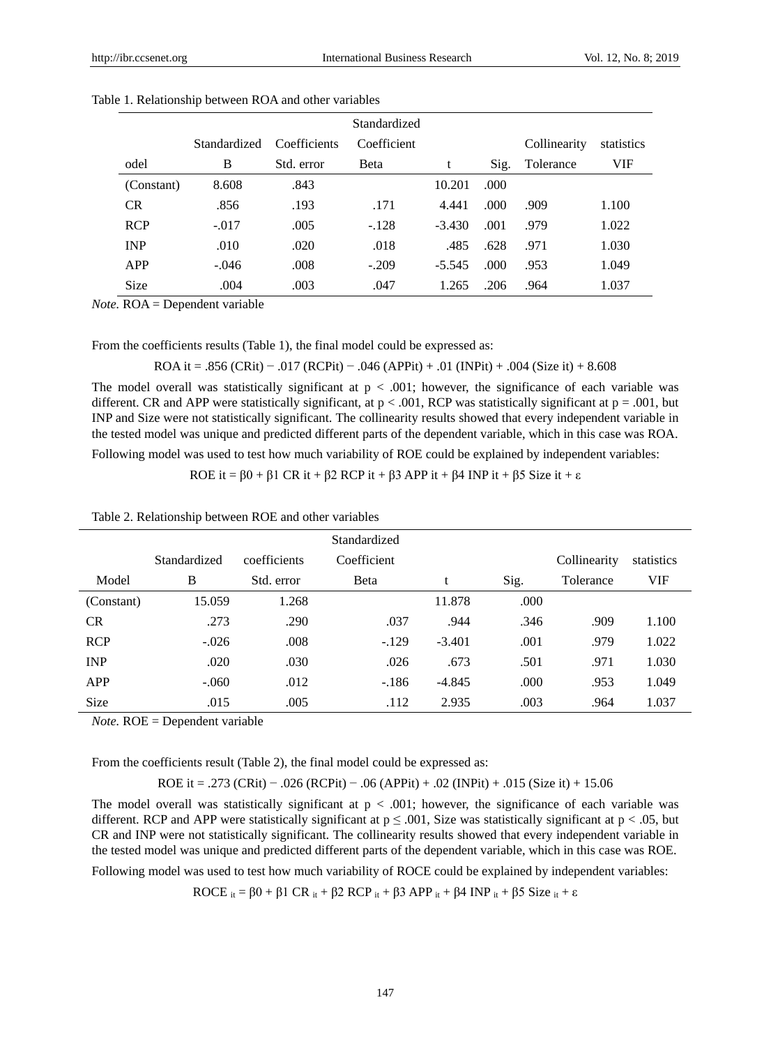Table 1. Relationship between ROA and other variables

| odel | Standardized B | Coefficients Std. error | Standardized Coefficient Beta | t | Sig. | Collinearity Tolerance | statistics VIF |
|---|---|---|---|---|---|---|---|
| (Constant) | 8.608 | .843 | | 10.201 | .000 | | |
| CR | .856 | .193 | .171 | 4.441 | .000 | .909 | 1.100 |
| RCP | -.017 | .005 | -.128 | -3.430 | .001 | .979 | 1.022 |
| INP | .010 | .020 | .018 | .485 | .628 | .971 | 1.030 |
| APP | -.046 | .008 | -.209 | -5.545 | .000 | .953 | 1.049 |
| Size | .004 | .003 | .047 | 1.265 | .206 | .964 | 1.037 |

*Note.* ROA = Dependent variable

From the coefficients results (Table 1), the final model could be expressed as:

$$ROA\ it = .856\ (CRit) - .017\ (RCPit) - .046\ (APPit) + .01\ (INPit) + .004\ (Size\ it) + 8.608$$

The model overall was statistically significant at $p < .001$; however, the significance of each variable was different. CR and APP were statistically significant, at $p < .001$, RCP was statistically significant at $p = .001$, but INP and Size were not statistically significant. The collinearity results showed that every independent variable in the tested model was unique and predicted different parts of the dependent variable, which in this case was ROA.

Following model was used to test how much variability of ROE could be explained by independent variables:

$$ROE\ it = \beta 0 + \beta 1\ CR\ it + \beta 2\ RCP\ it + \beta 3\ APP\ it + \beta 4\ INP\ it + \beta 5\ Size\ it + \varepsilon$$

Table 2. Relationship between ROE and other variables

| Model | Standardized B | coefficients Std. error | Standardized Coefficient Beta | t | Sig. | Collinearity Tolerance | statistics VIF |
|---|---|---|---|---|---|---|---|
| (Constant) | 15.059 | 1.268 | | 11.878 | .000 | | |
| CR | .273 | .290 | .037 | .944 | .346 | .909 | 1.100 |
| RCP | -.026 | .008 | -.129 | -3.401 | .001 | .979 | 1.022 |
| INP | .020 | .030 | .026 | .673 | .501 | .971 | 1.030 |
| APP | -.060 | .012 | -.186 | -4.845 | .000 | .953 | 1.049 |
| Size | .015 | .005 | .112 | 2.935 | .003 | .964 | 1.037 |

*Note.* ROE = Dependent variable

From the coefficients result (Table 2), the final model could be expressed as:

$$ROE\ it = .273\ (CRit) - .026\ (RCPit) - .06\ (APPit) + .02\ (INPit) + .015\ (Size\ it) + 15.06$$

The model overall was statistically significant at $p < .001$; however, the significance of each variable was different. RCP and APP were statistically significant at $p \leq .001$, Size was statistically significant at $p < .05$, but CR and INP were not statistically significant. The collinearity results showed that every independent variable in the tested model was unique and predicted different parts of the dependent variable, which in this case was ROE.

Following model was used to test how much variability of ROCE could be explained by independent variables:

$$ROCE_{it} = \beta 0 + \beta 1\ CR_{it} + \beta 2\ RCP_{it} + \beta 3\ APP_{it} + \beta 4\ INP_{it} + \beta 5\ Size_{it} + \varepsilon$$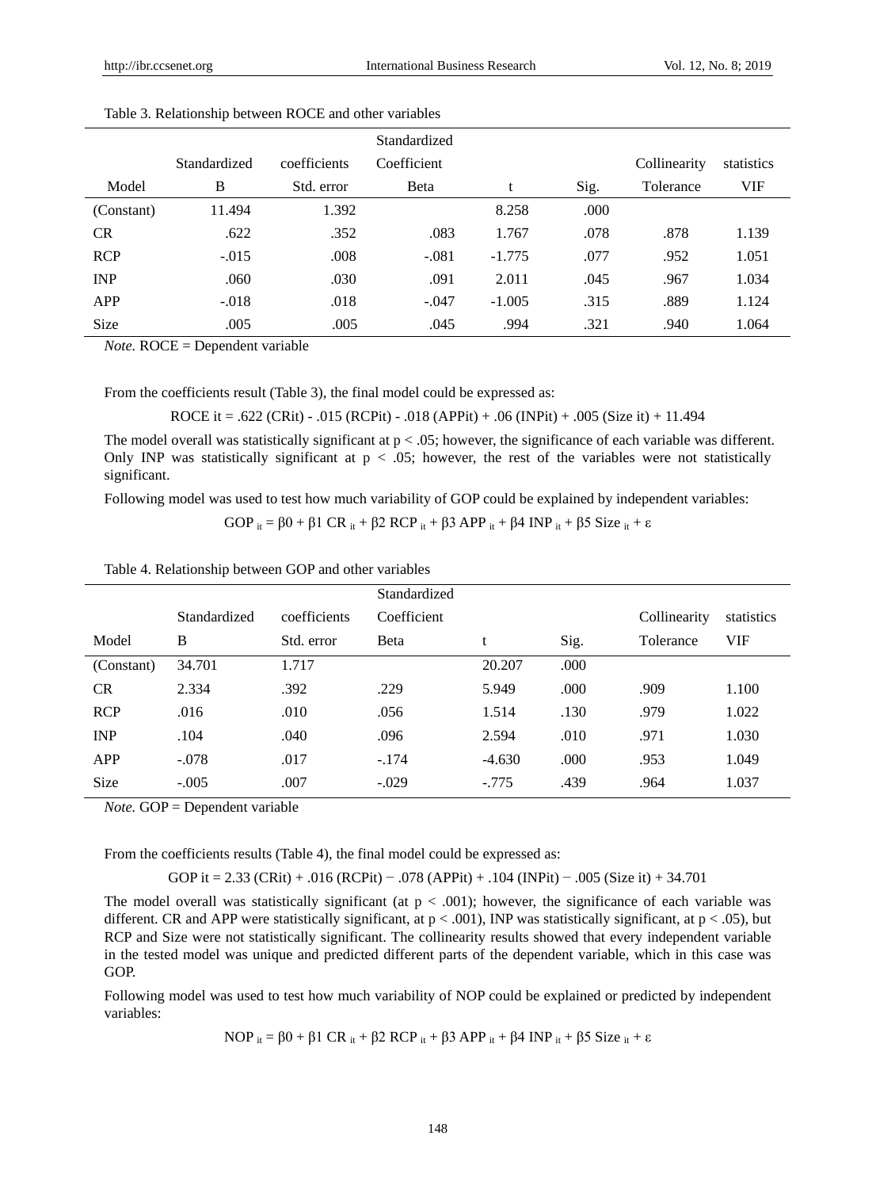Table 3. Relationship between ROCE and other variables

| Model | Standardized B | coefficients Std. error | Standardized Coefficient Beta | t | Sig. | Collinearity Tolerance | statistics VIF |
|---|---|---|---|---|---|---|---|
| (Constant) | 11.494 | 1.392 | | 8.258 | .000 | | |
| CR | .622 | .352 | .083 | 1.767 | .078 | .878 | 1.139 |
| RCP | -.015 | .008 | -.081 | -1.775 | .077 | .952 | 1.051 |
| INP | .060 | .030 | .091 | 2.011 | .045 | .967 | 1.034 |
| APP | -.018 | .018 | -.047 | -1.005 | .315 | .889 | 1.124 |
| Size | .005 | .005 | .045 | .994 | .321 | .940 | 1.064 |

*Note.* ROCE = Dependent variable

From the coefficients result (Table 3), the final model could be expressed as:

$$ROCE\ it = .622\ (CRit) - .015\ (RCPit) - .018\ (APPit) + .06\ (INPit) + .005\ (Size\ it) + 11.494$$

The model overall was statistically significant at $p < .05$; however, the significance of each variable was different. Only INP was statistically significant at $p < .05$; however, the rest of the variables were not statistically significant.

Following model was used to test how much variability of GOP could be explained by independent variables:

$$GOP_{it} = \beta 0 + \beta 1\ CR_{it} + \beta 2\ RCP_{it} + \beta 3\ APP_{it} + \beta 4\ INP_{it} + \beta 5\ Size_{it} + \varepsilon$$

Table 4. Relationship between GOP and other variables

| Model | Standardized B | coefficients Std. error | Standardized Coefficient Beta | t | Sig. | Collinearity Tolerance | statistics VIF |
|---|---|---|---|---|---|---|---|
| (Constant) | 34.701 | 1.717 | | 20.207 | .000 | | |
| CR | 2.334 | .392 | .229 | 5.949 | .000 | .909 | 1.100 |
| RCP | .016 | .010 | .056 | 1.514 | .130 | .979 | 1.022 |
| INP | .104 | .040 | .096 | 2.594 | .010 | .971 | 1.030 |
| APP | -.078 | .017 | -.174 | -4.630 | .000 | .953 | 1.049 |
| Size | -.005 | .007 | -.029 | -.775 | .439 | .964 | 1.037 |

*Note.* GOP = Dependent variable

From the coefficients results (Table 4), the final model could be expressed as:

$$GOP\ it = 2.33\ (CRit) + .016\ (RCPit) - .078\ (APPit) + .104\ (INPit) - .005\ (Size\ it) + 34.701$$

The model overall was statistically significant (at $p < .001$); however, the significance of each variable was different. CR and APP were statistically significant, at $p < .001$), INP was statistically significant, at $p < .05$), but RCP and Size were not statistically significant. The collinearity results showed that every independent variable in the tested model was unique and predicted different parts of the dependent variable, which in this case was GOP.

Following model was used to test how much variability of NOP could be explained or predicted by independent variables:

$$NOP_{it} = \beta 0 + \beta 1\ CR_{it} + \beta 2\ RCP_{it} + \beta 3\ APP_{it} + \beta 4\ INP_{it} + \beta 5\ Size_{it} + \varepsilon$$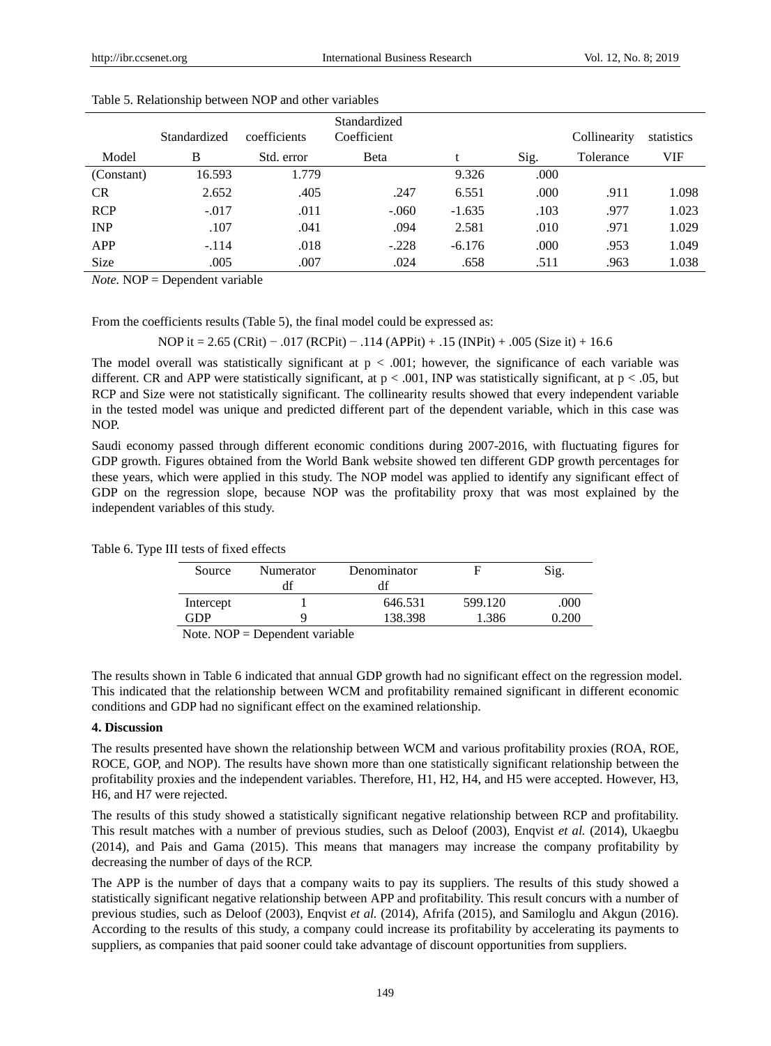Table 5. Relationship between NOP and other variables

| Model | Standardized B | coefficients Std. error | Standardized Coefficient Beta | t | Sig. | Collinearity Tolerance | statistics VIF |
|---|---|---|---|---|---|---|---|
| (Constant) | 16.593 | 1.779 | | 9.326 | .000 | | |
| CR | 2.652 | .405 | .247 | 6.551 | .000 | .911 | 1.098 |
| RCP | -.017 | .011 | -.060 | -1.635 | .103 | .977 | 1.023 |
| INP | .107 | .041 | .094 | 2.581 | .010 | .971 | 1.029 |
| APP | -.114 | .018 | -.228 | -6.176 | .000 | .953 | 1.049 |
| Size | .005 | .007 | .024 | .658 | .511 | .963 | 1.038 |

*Note.* NOP = Dependent variable

From the coefficients results (Table 5), the final model could be expressed as:

$$NOP\ it = 2.65\ (CRit) - .017\ (RCPit) - .114\ (APPit) + .15\ (INPit) + .005\ (Size\ it) + 16.6$$

The model overall was statistically significant at $p < .001$; however, the significance of each variable was different. CR and APP were statistically significant, at $p < .001$, INP was statistically significant, at $p < .05$, but RCP and Size were not statistically significant. The collinearity results showed that every independent variable in the tested model was unique and predicted different part of the dependent variable, which in this case was NOP.

Saudi economy passed through different economic conditions during 2007-2016, with fluctuating figures for GDP growth. Figures obtained from the World Bank website showed ten different GDP growth percentages for these years, which were applied in this study. The NOP model was applied to identify any significant effect of GDP on the regression slope, because NOP was the profitability proxy that was most explained by the independent variables of this study.

Table 6. Type III tests of fixed effects

| Source | Numerator df | Denominator df | F | Sig. |
|---|---|---|---|---|
| Intercept | 1 | 646.531 | 599.120 | .000 |
| GDP | 9 | 138.398 | 1.386 | 0.200 |

Note. NOP = Dependent variable

The results shown in Table 6 indicated that annual GDP growth had no significant effect on the regression model. This indicated that the relationship between WCM and profitability remained significant in different economic conditions and GDP had no significant effect on the examined relationship.

## 4. Discussion

The results presented have shown the relationship between WCM and various profitability proxies (ROA, ROE, ROCE, GOP, and NOP). The results have shown more than one statistically significant relationship between the profitability proxies and the independent variables. Therefore, H1, H2, H4, and H5 were accepted. However, H3, H6, and H7 were rejected.

The results of this study showed a statistically significant negative relationship between RCP and profitability. This result matches with a number of previous studies, such as Deloof (2003), Enqvist *et al.* (2014), Ukaegbu (2014), and Pais and Gama (2015). This means that managers may increase the company profitability by decreasing the number of days of the RCP.

The APP is the number of days that a company waits to pay its suppliers. The results of this study showed a statistically significant negative relationship between APP and profitability. This result concurs with a number of previous studies, such as Deloof (2003), Enqvist *et al.* (2014), Afrifa (2015), and Samiloglu and Akgun (2016). According to the results of this study, a company could increase its profitability by accelerating its payments to suppliers, as companies that paid sooner could take advantage of discount opportunities from suppliers.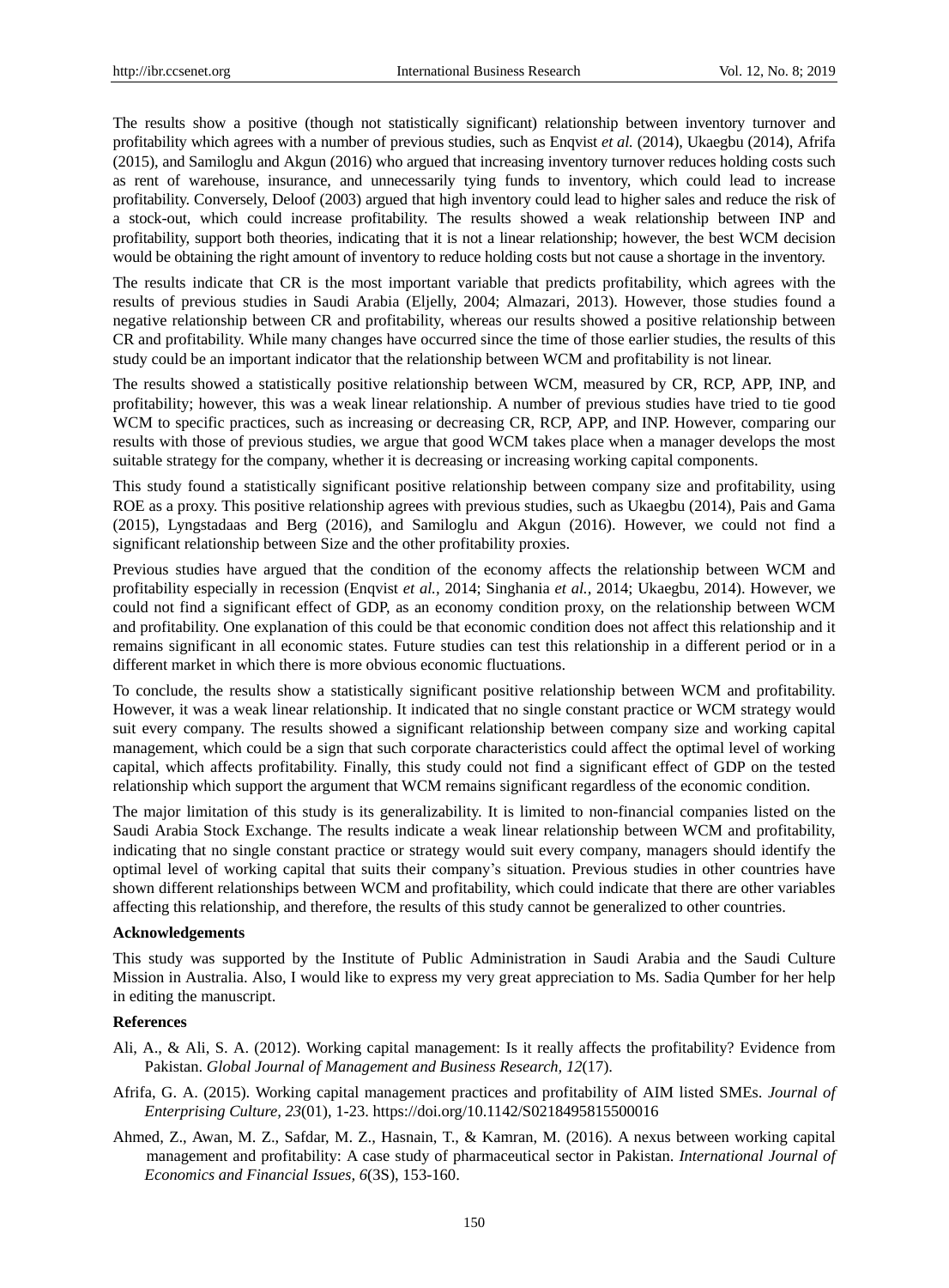The results show a positive (though not statistically significant) relationship between inventory turnover and profitability which agrees with a number of previous studies, such as Enqvist *et al.* (2014), Ukaegbu (2014), Afrifa (2015), and Samiloglu and Akgun (2016) who argued that increasing inventory turnover reduces holding costs such as rent of warehouse, insurance, and unnecessarily tying funds to inventory, which could lead to increase profitability. Conversely, Deloof (2003) argued that high inventory could lead to higher sales and reduce the risk of a stock-out, which could increase profitability. The results showed a weak relationship between INP and profitability, support both theories, indicating that it is not a linear relationship; however, the best WCM decision would be obtaining the right amount of inventory to reduce holding costs but not cause a shortage in the inventory.

The results indicate that CR is the most important variable that predicts profitability, which agrees with the results of previous studies in Saudi Arabia (Eljelly, 2004; Almazari, 2013). However, those studies found a negative relationship between CR and profitability, whereas our results showed a positive relationship between CR and profitability. While many changes have occurred since the time of those earlier studies, the results of this study could be an important indicator that the relationship between WCM and profitability is not linear.

The results showed a statistically positive relationship between WCM, measured by CR, RCP, APP, INP, and profitability; however, this was a weak linear relationship. A number of previous studies have tried to tie good WCM to specific practices, such as increasing or decreasing CR, RCP, APP, and INP. However, comparing our results with those of previous studies, we argue that good WCM takes place when a manager develops the most suitable strategy for the company, whether it is decreasing or increasing working capital components.

This study found a statistically significant positive relationship between company size and profitability, using ROE as a proxy. This positive relationship agrees with previous studies, such as Ukaegbu (2014), Pais and Gama (2015), Lyngstadaas and Berg (2016), and Samiloglu and Akgun (2016). However, we could not find a significant relationship between Size and the other profitability proxies.

Previous studies have argued that the condition of the economy affects the relationship between WCM and profitability especially in recession (Enqvist *et al.,* 2014; Singhania *et al.,* 2014; Ukaegbu, 2014). However, we could not find a significant effect of GDP, as an economy condition proxy, on the relationship between WCM and profitability. One explanation of this could be that economic condition does not affect this relationship and it remains significant in all economic states. Future studies can test this relationship in a different period or in a different market in which there is more obvious economic fluctuations.

To conclude, the results show a statistically significant positive relationship between WCM and profitability. However, it was a weak linear relationship. It indicated that no single constant practice or WCM strategy would suit every company. The results showed a significant relationship between company size and working capital management, which could be a sign that such corporate characteristics could affect the optimal level of working capital, which affects profitability. Finally, this study could not find a significant effect of GDP on the tested relationship which support the argument that WCM remains significant regardless of the economic condition.

The major limitation of this study is its generalizability. It is limited to non-financial companies listed on the Saudi Arabia Stock Exchange. The results indicate a weak linear relationship between WCM and profitability, indicating that no single constant practice or strategy would suit every company, managers should identify the optimal level of working capital that suits their company's situation. Previous studies in other countries have shown different relationships between WCM and profitability, which could indicate that there are other variables affecting this relationship, and therefore, the results of this study cannot be generalized to other countries.

**Acknowledgements**

This study was supported by the Institute of Public Administration in Saudi Arabia and the Saudi Culture Mission in Australia. Also, I would like to express my very great appreciation to Ms. Sadia Qumber for her help in editing the manuscript.

**References**

Ali, A., & Ali, S. A. (2012). Working capital management: Is it really affects the profitability? Evidence from Pakistan. *Global Journal of Management and Business Research, 12*(17).

Afrifa, G. A. (2015). Working capital management practices and profitability of AIM listed SMEs. *Journal of Enterprising Culture, 23*(01), 1-23. https://doi.org/10.1142/S0218495815500016

Ahmed, Z., Awan, M. Z., Safdar, M. Z., Hasnain, T., & Kamran, M. (2016). A nexus between working capital management and profitability: A case study of pharmaceutical sector in Pakistan. *International Journal of Economics and Financial Issues, 6*(3S), 153-160.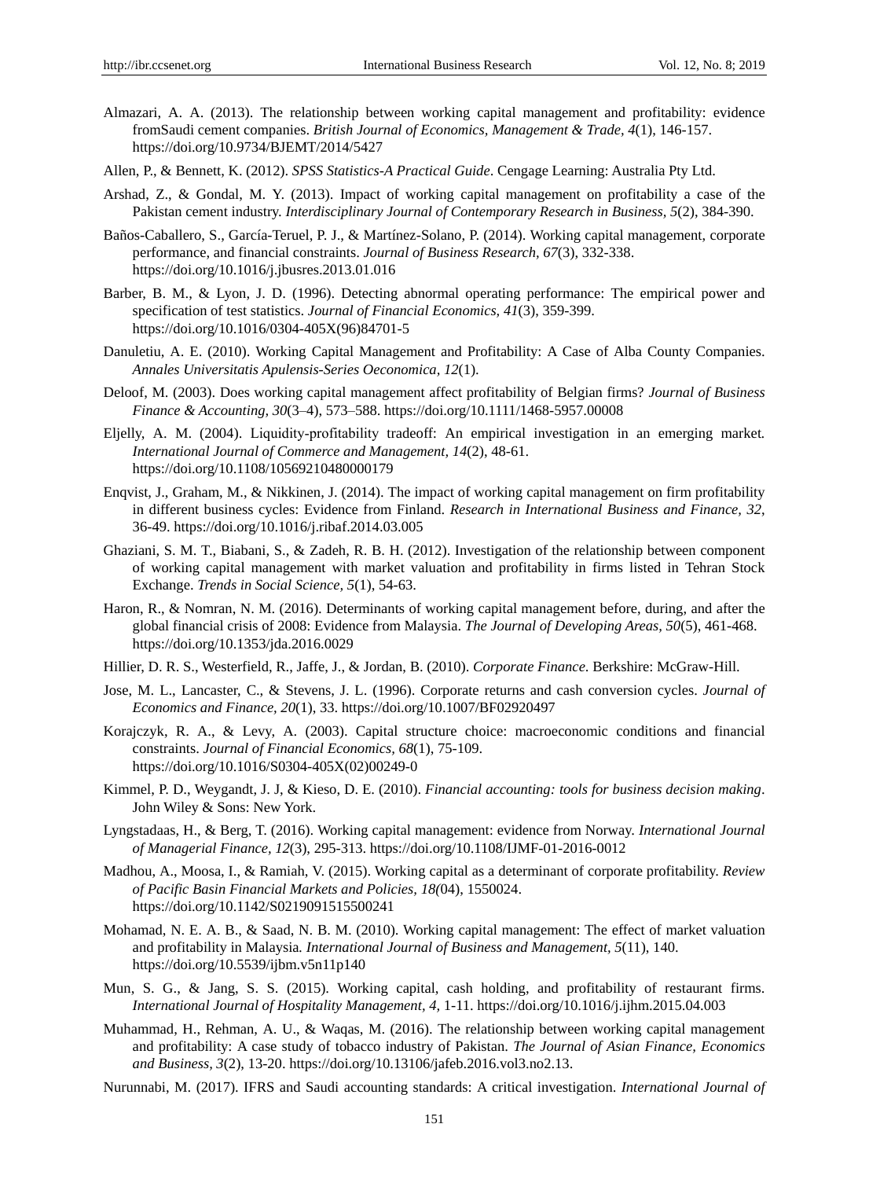Almazari, A. A. (2013). The relationship between working capital management and profitability: evidence fromSaudi cement companies. *British Journal of Economics, Management & Trade, 4*(1), 146-157. https://doi.org/10.9734/BJEMT/2014/5427

Allen, P., & Bennett, K. (2012). *SPSS Statistics-A Practical Guide*. Cengage Learning: Australia Pty Ltd.

Arshad, Z., & Gondal, M. Y. (2013). Impact of working capital management on profitability a case of the Pakistan cement industry. *Interdisciplinary Journal of Contemporary Research in Business, 5*(2), 384-390.

Baños-Caballero, S., García-Teruel, P. J., & Martínez-Solano, P. (2014). Working capital management, corporate performance, and financial constraints. *Journal of Business Research, 67*(3), 332-338. https://doi.org/10.1016/j.jbusres.2013.01.016

Barber, B. M., & Lyon, J. D. (1996). Detecting abnormal operating performance: The empirical power and specification of test statistics. *Journal of Financial Economics, 41*(3), 359-399. https://doi.org/10.1016/0304-405X(96)84701-5

Danuletiu, A. E. (2010). Working Capital Management and Profitability: A Case of Alba County Companies. *Annales Universitatis Apulensis-Series Oeconomica, 12*(1).

Deloof, M. (2003). Does working capital management affect profitability of Belgian firms? *Journal of Business Finance & Accounting, 30*(3–4), 573–588. https://doi.org/10.1111/1468-5957.00008

Eljelly, A. M. (2004). Liquidity-profitability tradeoff: An empirical investigation in an emerging market. *International Journal of Commerce and Management, 14*(2), 48-61. https://doi.org/10.1108/10569210480000179

Enqvist, J., Graham, M., & Nikkinen, J. (2014). The impact of working capital management on firm profitability in different business cycles: Evidence from Finland. *Research in International Business and Finance, 32*, 36-49. https://doi.org/10.1016/j.ribaf.2014.03.005

Ghaziani, S. M. T., Biabani, S., & Zadeh, R. B. H. (2012). Investigation of the relationship between component of working capital management with market valuation and profitability in firms listed in Tehran Stock Exchange. *Trends in Social Science, 5*(1), 54-63.

Haron, R., & Nomran, N. M. (2016). Determinants of working capital management before, during, and after the global financial crisis of 2008: Evidence from Malaysia. *The Journal of Developing Areas, 50*(5), 461-468. https://doi.org/10.1353/jda.2016.0029

Hillier, D. R. S., Westerfield, R., Jaffe, J., & Jordan, B. (2010). *Corporate Finance.* Berkshire: McGraw-Hill.

Jose, M. L., Lancaster, C., & Stevens, J. L. (1996). Corporate returns and cash conversion cycles. *Journal of Economics and Finance, 20*(1), 33. https://doi.org/10.1007/BF02920497

Korajczyk, R. A., & Levy, A. (2003). Capital structure choice: macroeconomic conditions and financial constraints. *Journal of Financial Economics, 68*(1), 75-109. https://doi.org/10.1016/S0304-405X(02)00249-0

Kimmel, P. D., Weygandt, J. J, & Kieso, D. E. (2010). *Financial accounting: tools for business decision making*. John Wiley & Sons: New York.

Lyngstadaas, H., & Berg, T. (2016). Working capital management: evidence from Norway. *International Journal of Managerial Finance, 12*(3), 295-313. https://doi.org/10.1108/IJMF-01-2016-0012

Madhou, A., Moosa, I., & Ramiah, V. (2015). Working capital as a determinant of corporate profitability. *Review of Pacific Basin Financial Markets and Policies, 18(*04), 1550024. https://doi.org/10.1142/S0219091515500241

Mohamad, N. E. A. B., & Saad, N. B. M. (2010). Working capital management: The effect of market valuation and profitability in Malaysia. *International Journal of Business and Management, 5*(11), 140. https://doi.org/10.5539/ijbm.v5n11p140

Mun, S. G., & Jang, S. S. (2015). Working capital, cash holding, and profitability of restaurant firms. *International Journal of Hospitality Management, 4*, 1-11. https://doi.org/10.1016/j.ijhm.2015.04.003

Muhammad, H., Rehman, A. U., & Waqas, M. (2016). The relationship between working capital management and profitability: A case study of tobacco industry of Pakistan. *The Journal of Asian Finance, Economics and Business, 3*(2), 13-20. https://doi.org/10.13106/jafeb.2016.vol3.no2.13.

Nurunnabi, M. (2017). IFRS and Saudi accounting standards: A critical investigation. *International Journal of*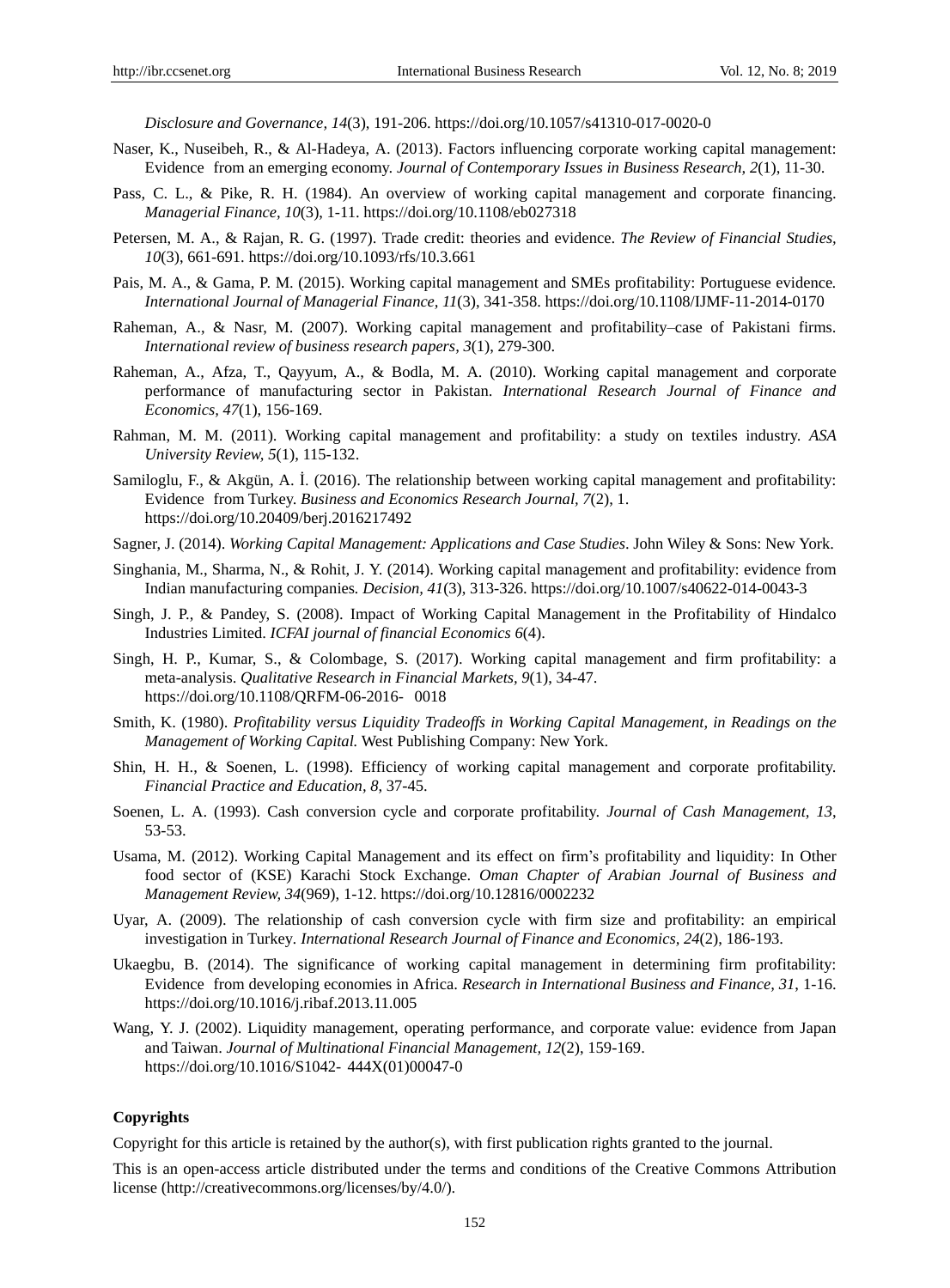*Disclosure and Governance, 14*(3), 191-206. https://doi.org/10.1057/s41310-017-0020-0

Naser, K., Nuseibeh, R., & Al-Hadeya, A. (2013). Factors influencing corporate working capital management: Evidence from an emerging economy. *Journal of Contemporary Issues in Business Research, 2*(1), 11-30.

Pass, C. L., & Pike, R. H. (1984). An overview of working capital management and corporate financing. *Managerial Finance, 10*(3), 1-11. https://doi.org/10.1108/eb027318

Petersen, M. A., & Rajan, R. G. (1997). Trade credit: theories and evidence. *The Review of Financial Studies, 10*(3), 661-691. https://doi.org/10.1093/rfs/10.3.661

Pais, M. A., & Gama, P. M. (2015). Working capital management and SMEs profitability: Portuguese evidence. *International Journal of Managerial Finance, 11*(3), 341-358. https://doi.org/10.1108/IJMF-11-2014-0170

Raheman, A., & Nasr, M. (2007). Working capital management and profitability–case of Pakistani firms. *International review of business research papers, 3*(1), 279-300.

Raheman, A., Afza, T., Qayyum, A., & Bodla, M. A. (2010). Working capital management and corporate performance of manufacturing sector in Pakistan. *International Research Journal of Finance and Economics, 47*(1), 156-169.

Rahman, M. M. (2011). Working capital management and profitability: a study on textiles industry. *ASA University Review, 5*(1), 115-132.

Samiloglu, F., & Akgün, A. İ. (2016). The relationship between working capital management and profitability: Evidence from Turkey. *Business and Economics Research Journal, 7*(2), 1. https://doi.org/10.20409/berj.2016217492

Sagner, J. (2014). *Working Capital Management: Applications and Case Studies*. John Wiley & Sons: New York.

Singhania, M., Sharma, N., & Rohit, J. Y. (2014). Working capital management and profitability: evidence from Indian manufacturing companies. *Decision, 41*(3), 313-326. https://doi.org/10.1007/s40622-014-0043-3

Singh, J. P., & Pandey, S. (2008). Impact of Working Capital Management in the Profitability of Hindalco Industries Limited. *ICFAI journal of financial Economics 6*(4).

Singh, H. P., Kumar, S., & Colombage, S. (2017). Working capital management and firm profitability: a meta-analysis. *Qualitative Research in Financial Markets, 9*(1), 34-47. https://doi.org/10.1108/QRFM-06-2016- 0018

Smith, K. (1980). *Profitability versus Liquidity Tradeoffs in Working Capital Management, in Readings on the Management of Working Capital.* West Publishing Company: New York.

Shin, H. H., & Soenen, L. (1998). Efficiency of working capital management and corporate profitability. *Financial Practice and Education, 8,* 37-45.

Soenen, L. A. (1993). Cash conversion cycle and corporate profitability. *Journal of Cash Management, 13,* 53-53.

Usama, M. (2012). Working Capital Management and its effect on firm's profitability and liquidity: In Other food sector of (KSE) Karachi Stock Exchange. *Oman Chapter of Arabian Journal of Business and Management Review, 34*(969), 1-12. https://doi.org/10.12816/0002232

Uyar, A. (2009). The relationship of cash conversion cycle with firm size and profitability: an empirical investigation in Turkey. *International Research Journal of Finance and Economics, 24*(2), 186-193.

Ukaegbu, B. (2014). The significance of working capital management in determining firm profitability: Evidence from developing economies in Africa. *Research in International Business and Finance, 31*, 1-16. https://doi.org/10.1016/j.ribaf.2013.11.005

Wang, Y. J. (2002). Liquidity management, operating performance, and corporate value: evidence from Japan and Taiwan. *Journal of Multinational Financial Management, 12*(2), 159-169. https://doi.org/10.1016/S1042- 444X(01)00047-0

**Copyrights**

Copyright for this article is retained by the author(s), with first publication rights granted to the journal.

This is an open-access article distributed under the terms and conditions of the Creative Commons Attribution license (http://creativecommons.org/licenses/by/4.0/).